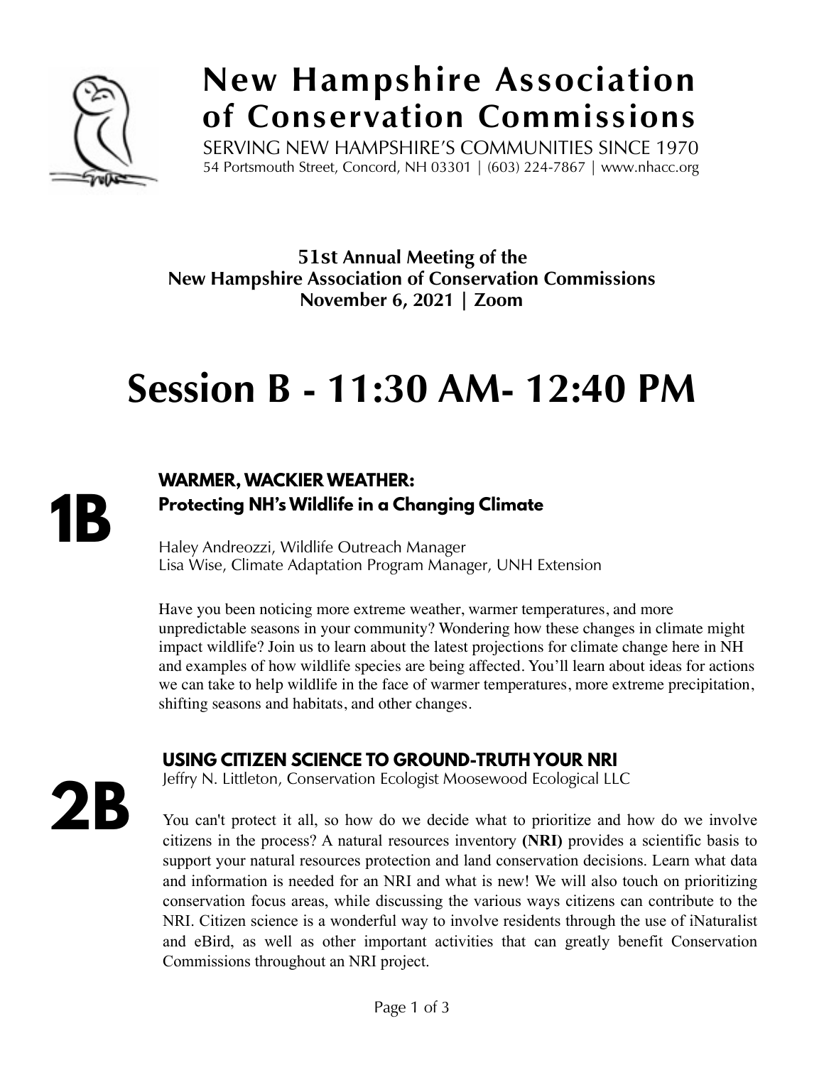# New Hampshire Association of Conservation Commissions

SERVING NEW HAMPSHIRE'S COMMUNITIES SINCE 1970
54 Portsmouth Street, Concord, NH 03301 | (603) 224-7867 | www.nhacc.org

**51st Annual Meeting of the**
**New Hampshire Association of Conservation Commissions**
**November 6, 2021 | Zoom**

# Session B - 11:30 AM- 12:40 PM

## 1B

### WARMER, WACKIER WEATHER: Protecting NH's Wildlife in a Changing Climate

Haley Andreozzi, Wildlife Outreach Manager
Lisa Wise, Climate Adaptation Program Manager, UNH Extension

Have you been noticing more extreme weather, warmer temperatures, and more unpredictable seasons in your community? Wondering how these changes in climate might impact wildlife? Join us to learn about the latest projections for climate change here in NH and examples of how wildlife species are being affected. You'll learn about ideas for actions we can take to help wildlife in the face of warmer temperatures, more extreme precipitation, shifting seasons and habitats, and other changes.

## 2B

### USING CITIZEN SCIENCE TO GROUND-TRUTH YOUR NRI

Jeffry N. Littleton, Conservation Ecologist Moosewood Ecological LLC

You can't protect it all, so how do we decide what to prioritize and how do we involve citizens in the process? A natural resources inventory **(NRI)** provides a scientific basis to support your natural resources protection and land conservation decisions. Learn what data and information is needed for an NRI and what is new! We will also touch on prioritizing conservation focus areas, while discussing the various ways citizens can contribute to the NRI. Citizen science is a wonderful way to involve residents through the use of iNaturalist and eBird, as well as other important activities that can greatly benefit Conservation Commissions throughout an NRI project.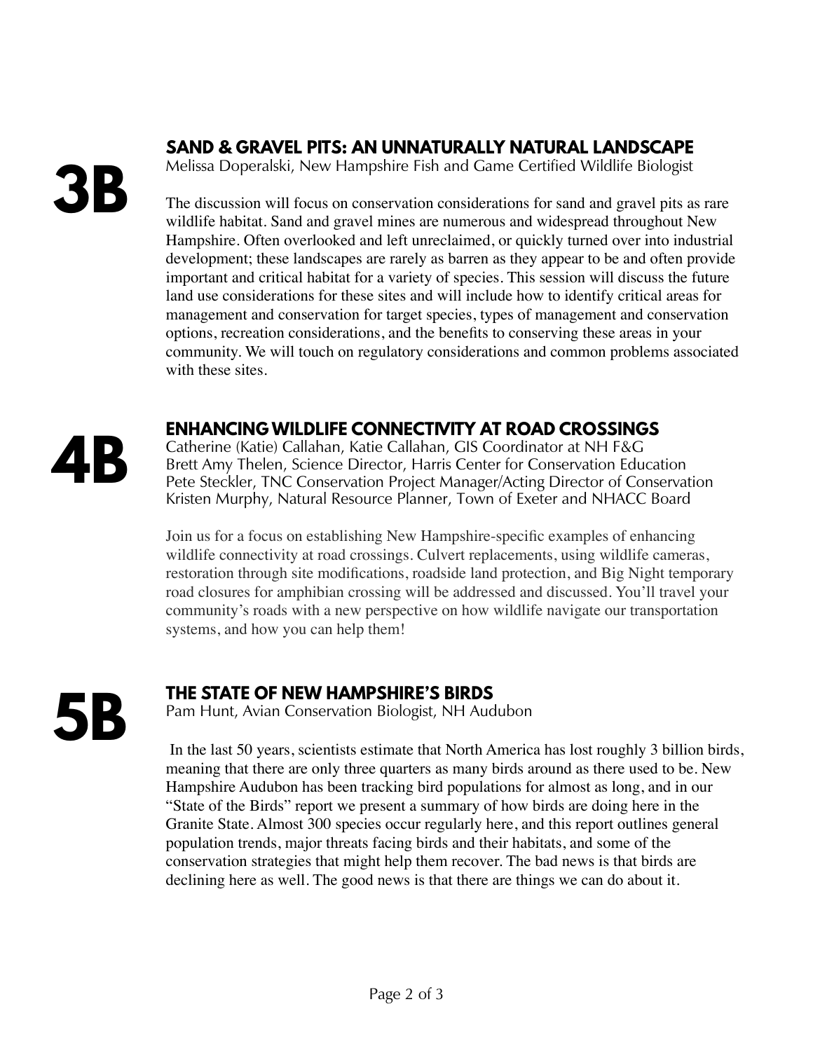## 3B

### SAND & GRAVEL PITS: AN UNNATURALLY NATURAL LANDSCAPE

Melissa Doperalski, New Hampshire Fish and Game Certified Wildlife Biologist

The discussion will focus on conservation considerations for sand and gravel pits as rare wildlife habitat. Sand and gravel mines are numerous and widespread throughout New Hampshire. Often overlooked and left unreclaimed, or quickly turned over into industrial development; these landscapes are rarely as barren as they appear to be and often provide important and critical habitat for a variety of species. This session will discuss the future land use considerations for these sites and will include how to identify critical areas for management and conservation for target species, types of management and conservation options, recreation considerations, and the benefits to conserving these areas in your community. We will touch on regulatory considerations and common problems associated with these sites.

## 4B

### ENHANCING WILDLIFE CONNECTIVITY AT ROAD CROSSINGS

Catherine (Katie) Callahan, Katie Callahan, GIS Coordinator at NH F&G
Brett Amy Thelen, Science Director, Harris Center for Conservation Education
Pete Steckler, TNC Conservation Project Manager/Acting Director of Conservation
Kristen Murphy, Natural Resource Planner, Town of Exeter and NHACC Board

Join us for a focus on establishing New Hampshire-specific examples of enhancing wildlife connectivity at road crossings. Culvert replacements, using wildlife cameras, restoration through site modifications, roadside land protection, and Big Night temporary road closures for amphibian crossing will be addressed and discussed. You'll travel your community's roads with a new perspective on how wildlife navigate our transportation systems, and how you can help them!

## 5B

### THE STATE OF NEW HAMPSHIRE'S BIRDS

Pam Hunt, Avian Conservation Biologist, NH Audubon

In the last 50 years, scientists estimate that North America has lost roughly 3 billion birds, meaning that there are only three quarters as many birds around as there used to be. New Hampshire Audubon has been tracking bird populations for almost as long, and in our "State of the Birds" report we present a summary of how birds are doing here in the Granite State. Almost 300 species occur regularly here, and this report outlines general population trends, major threats facing birds and their habitats, and some of the conservation strategies that might help them recover. The bad news is that birds are declining here as well. The good news is that there are things we can do about it.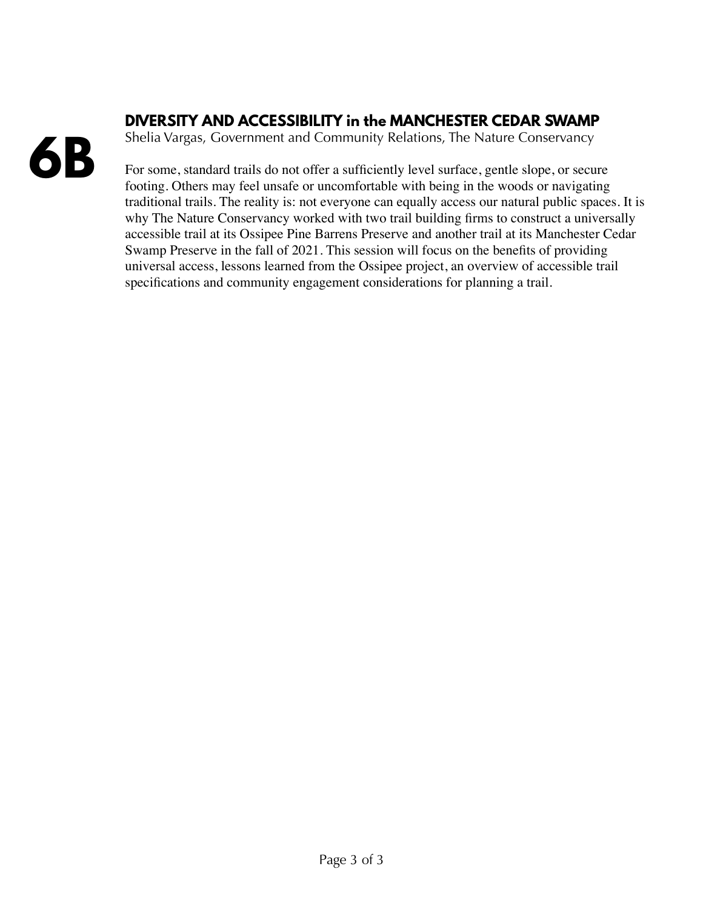**6B**

## DIVERSITY AND ACCESSIBILITY in the MANCHESTER CEDAR SWAMP

Shelia Vargas, Government and Community Relations, The Nature Conservancy

For some, standard trails do not offer a sufficiently level surface, gentle slope, or secure footing. Others may feel unsafe or uncomfortable with being in the woods or navigating traditional trails. The reality is: not everyone can equally access our natural public spaces. It is why The Nature Conservancy worked with two trail building firms to construct a universally accessible trail at its Ossipee Pine Barrens Preserve and another trail at its Manchester Cedar Swamp Preserve in the fall of 2021. This session will focus on the benefits of providing universal access, lessons learned from the Ossipee project, an overview of accessible trail specifications and community engagement considerations for planning a trail.